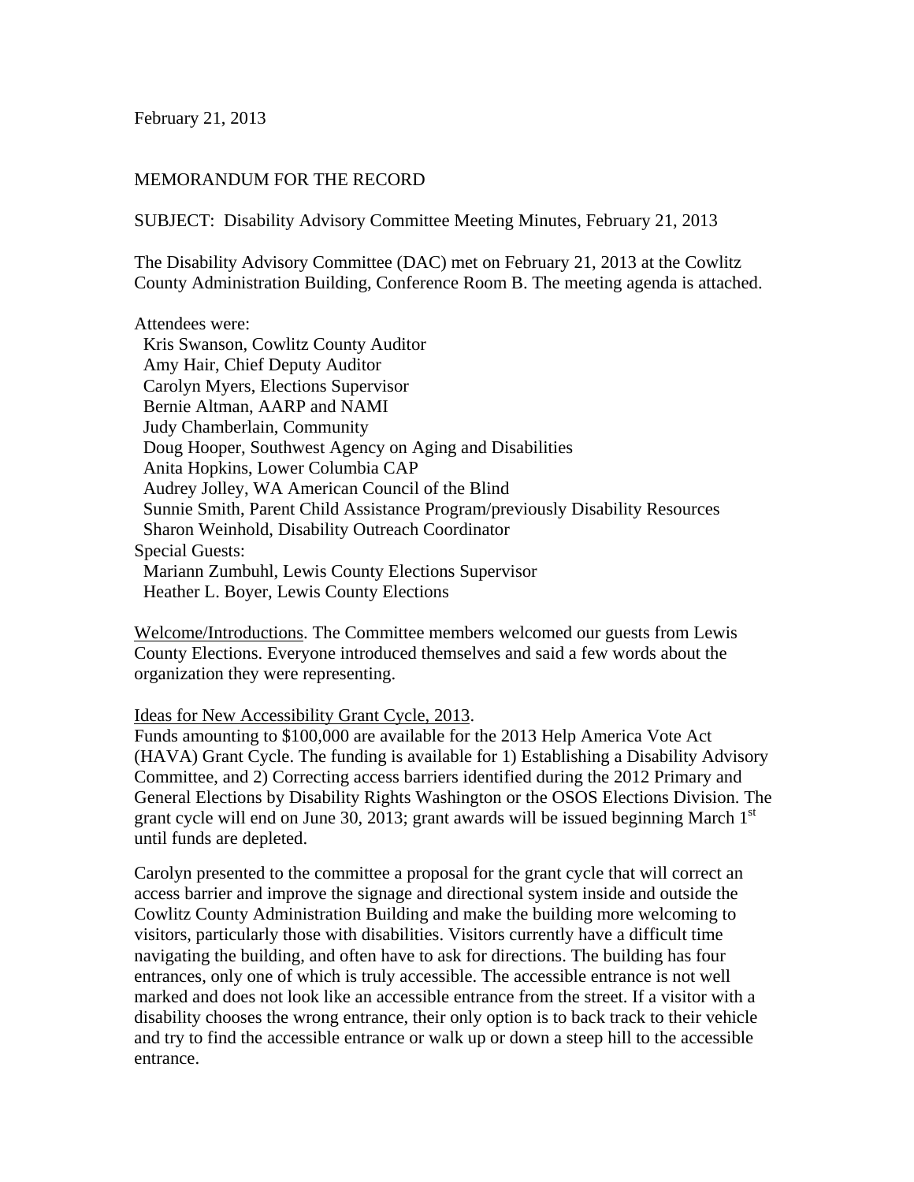February 21, 2013

MEMORANDUM FOR THE RECORD

SUBJECT: Disability Advisory Committee Meeting Minutes, February 21, 2013

The Disability Advisory Committee (DAC) met on February 21, 2013 at the Cowlitz County Administration Building, Conference Room B. The meeting agenda is attached.

Attendees were:
- Kris Swanson, Cowlitz County Auditor
- Amy Hair, Chief Deputy Auditor
- Carolyn Myers, Elections Supervisor
- Bernie Altman, AARP and NAMI
- Judy Chamberlain, Community
- Doug Hooper, Southwest Agency on Aging and Disabilities
- Anita Hopkins, Lower Columbia CAP
- Audrey Jolley, WA American Council of the Blind
- Sunnie Smith, Parent Child Assistance Program/previously Disability Resources
- Sharon Weinhold, Disability Outreach Coordinator

Special Guests:
- Mariann Zumbuhl, Lewis County Elections Supervisor
- Heather L. Boyer, Lewis County Elections

Welcome/Introductions. The Committee members welcomed our guests from Lewis County Elections. Everyone introduced themselves and said a few words about the organization they were representing.

Ideas for New Accessibility Grant Cycle, 2013.
Funds amounting to $100,000 are available for the 2013 Help America Vote Act (HAVA) Grant Cycle. The funding is available for 1) Establishing a Disability Advisory Committee, and 2) Correcting access barriers identified during the 2012 Primary and General Elections by Disability Rights Washington or the OSOS Elections Division. The grant cycle will end on June 30, 2013; grant awards will be issued beginning March 1st until funds are depleted.

Carolyn presented to the committee a proposal for the grant cycle that will correct an access barrier and improve the signage and directional system inside and outside the Cowlitz County Administration Building and make the building more welcoming to visitors, particularly those with disabilities. Visitors currently have a difficult time navigating the building, and often have to ask for directions. The building has four entrances, only one of which is truly accessible. The accessible entrance is not well marked and does not look like an accessible entrance from the street. If a visitor with a disability chooses the wrong entrance, their only option is to back track to their vehicle and try to find the accessible entrance or walk up or down a steep hill to the accessible entrance.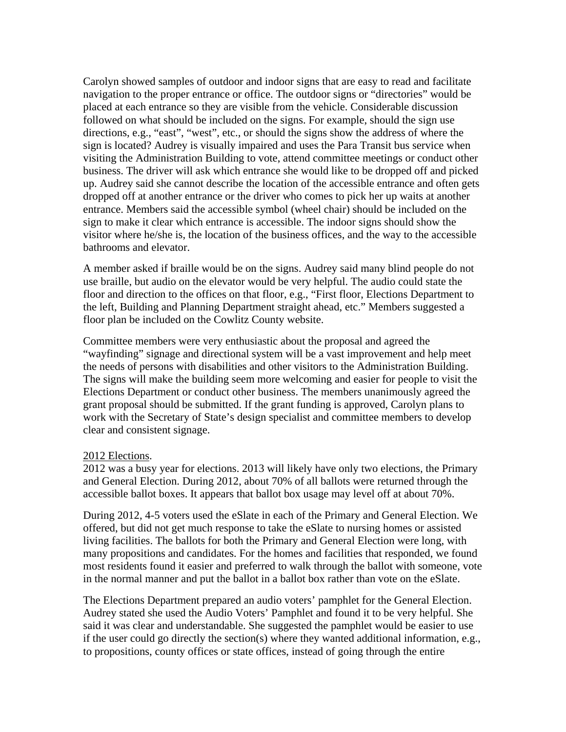Carolyn showed samples of outdoor and indoor signs that are easy to read and facilitate navigation to the proper entrance or office. The outdoor signs or "directories" would be placed at each entrance so they are visible from the vehicle. Considerable discussion followed on what should be included on the signs. For example, should the sign use directions, e.g., "east", "west", etc., or should the signs show the address of where the sign is located? Audrey is visually impaired and uses the Para Transit bus service when visiting the Administration Building to vote, attend committee meetings or conduct other business. The driver will ask which entrance she would like to be dropped off and picked up. Audrey said she cannot describe the location of the accessible entrance and often gets dropped off at another entrance or the driver who comes to pick her up waits at another entrance. Members said the accessible symbol (wheel chair) should be included on the sign to make it clear which entrance is accessible. The indoor signs should show the visitor where he/she is, the location of the business offices, and the way to the accessible bathrooms and elevator.

A member asked if braille would be on the signs. Audrey said many blind people do not use braille, but audio on the elevator would be very helpful. The audio could state the floor and direction to the offices on that floor, e.g., "First floor, Elections Department to the left, Building and Planning Department straight ahead, etc." Members suggested a floor plan be included on the Cowlitz County website.

Committee members were very enthusiastic about the proposal and agreed the "wayfinding" signage and directional system will be a vast improvement and help meet the needs of persons with disabilities and other visitors to the Administration Building. The signs will make the building seem more welcoming and easier for people to visit the Elections Department or conduct other business. The members unanimously agreed the grant proposal should be submitted. If the grant funding is approved, Carolyn plans to work with the Secretary of State's design specialist and committee members to develop clear and consistent signage.

<u>2012 Elections</u>.
2012 was a busy year for elections. 2013 will likely have only two elections, the Primary and General Election. During 2012, about 70% of all ballots were returned through the accessible ballot boxes. It appears that ballot box usage may level off at about 70%.

During 2012, 4-5 voters used the eSlate in each of the Primary and General Election. We offered, but did not get much response to take the eSlate to nursing homes or assisted living facilities. The ballots for both the Primary and General Election were long, with many propositions and candidates. For the homes and facilities that responded, we found most residents found it easier and preferred to walk through the ballot with someone, vote in the normal manner and put the ballot in a ballot box rather than vote on the eSlate.

The Elections Department prepared an audio voters' pamphlet for the General Election. Audrey stated she used the Audio Voters' Pamphlet and found it to be very helpful. She said it was clear and understandable. She suggested the pamphlet would be easier to use if the user could go directly the section(s) where they wanted additional information, e.g., to propositions, county offices or state offices, instead of going through the entire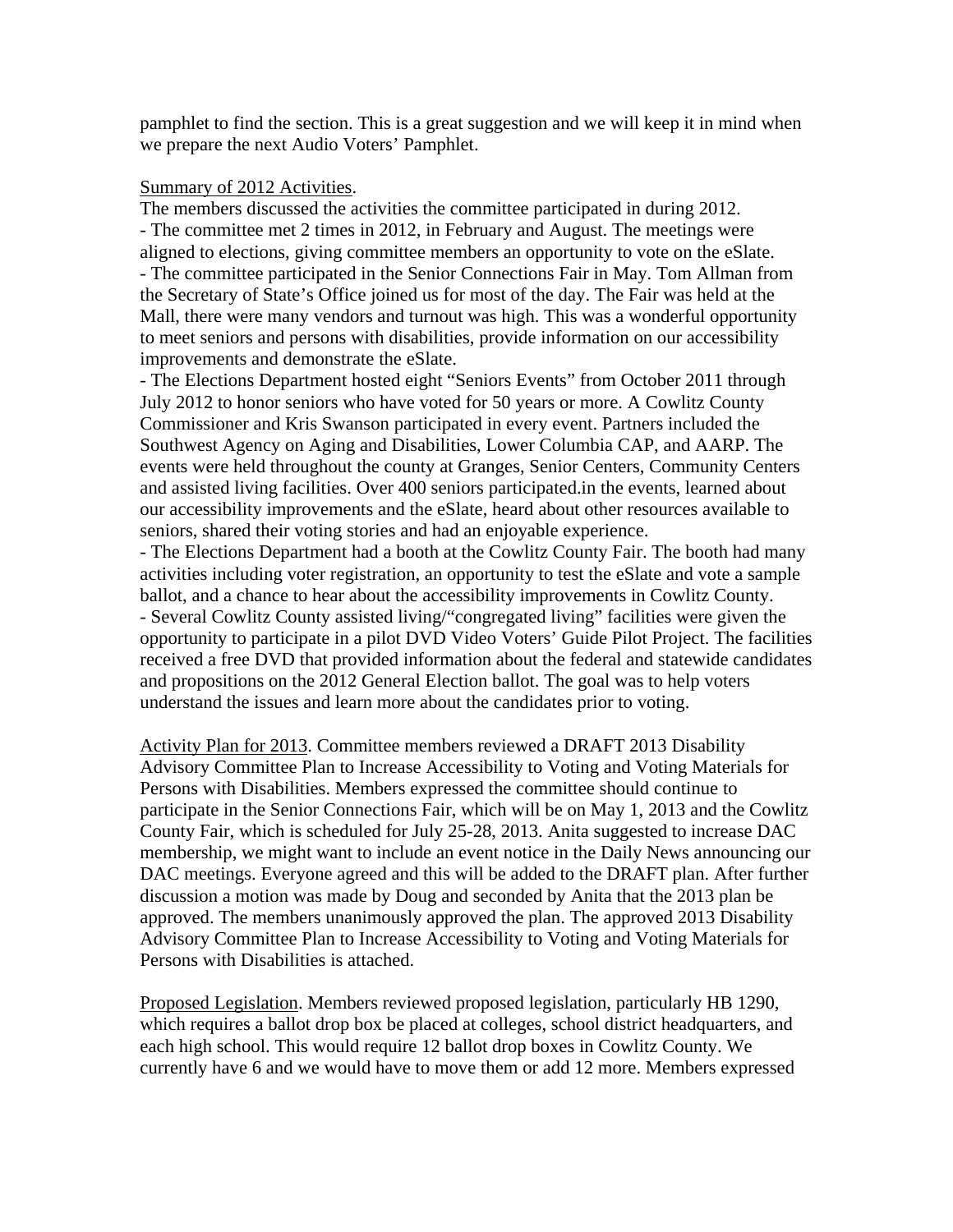pamphlet to find the section. This is a great suggestion and we will keep it in mind when we prepare the next Audio Voters' Pamphlet.

Summary of 2012 Activities.
The members discussed the activities the committee participated in during 2012.
- The committee met 2 times in 2012, in February and August. The meetings were aligned to elections, giving committee members an opportunity to vote on the eSlate.
- The committee participated in the Senior Connections Fair in May. Tom Allman from the Secretary of State's Office joined us for most of the day. The Fair was held at the Mall, there were many vendors and turnout was high. This was a wonderful opportunity to meet seniors and persons with disabilities, provide information on our accessibility improvements and demonstrate the eSlate.
- The Elections Department hosted eight "Seniors Events" from October 2011 through July 2012 to honor seniors who have voted for 50 years or more. A Cowlitz County Commissioner and Kris Swanson participated in every event. Partners included the Southwest Agency on Aging and Disabilities, Lower Columbia CAP, and AARP. The events were held throughout the county at Granges, Senior Centers, Community Centers and assisted living facilities. Over 400 seniors participated.in the events, learned about our accessibility improvements and the eSlate, heard about other resources available to seniors, shared their voting stories and had an enjoyable experience.
- The Elections Department had a booth at the Cowlitz County Fair. The booth had many activities including voter registration, an opportunity to test the eSlate and vote a sample ballot, and a chance to hear about the accessibility improvements in Cowlitz County.
- Several Cowlitz County assisted living/"congregated living" facilities were given the opportunity to participate in a pilot DVD Video Voters' Guide Pilot Project. The facilities received a free DVD that provided information about the federal and statewide candidates and propositions on the 2012 General Election ballot. The goal was to help voters understand the issues and learn more about the candidates prior to voting.

Activity Plan for 2013. Committee members reviewed a DRAFT 2013 Disability Advisory Committee Plan to Increase Accessibility to Voting and Voting Materials for Persons with Disabilities. Members expressed the committee should continue to participate in the Senior Connections Fair, which will be on May 1, 2013 and the Cowlitz County Fair, which is scheduled for July 25-28, 2013. Anita suggested to increase DAC membership, we might want to include an event notice in the Daily News announcing our DAC meetings. Everyone agreed and this will be added to the DRAFT plan. After further discussion a motion was made by Doug and seconded by Anita that the 2013 plan be approved. The members unanimously approved the plan. The approved 2013 Disability Advisory Committee Plan to Increase Accessibility to Voting and Voting Materials for Persons with Disabilities is attached.

Proposed Legislation. Members reviewed proposed legislation, particularly HB 1290, which requires a ballot drop box be placed at colleges, school district headquarters, and each high school. This would require 12 ballot drop boxes in Cowlitz County. We currently have 6 and we would have to move them or add 12 more. Members expressed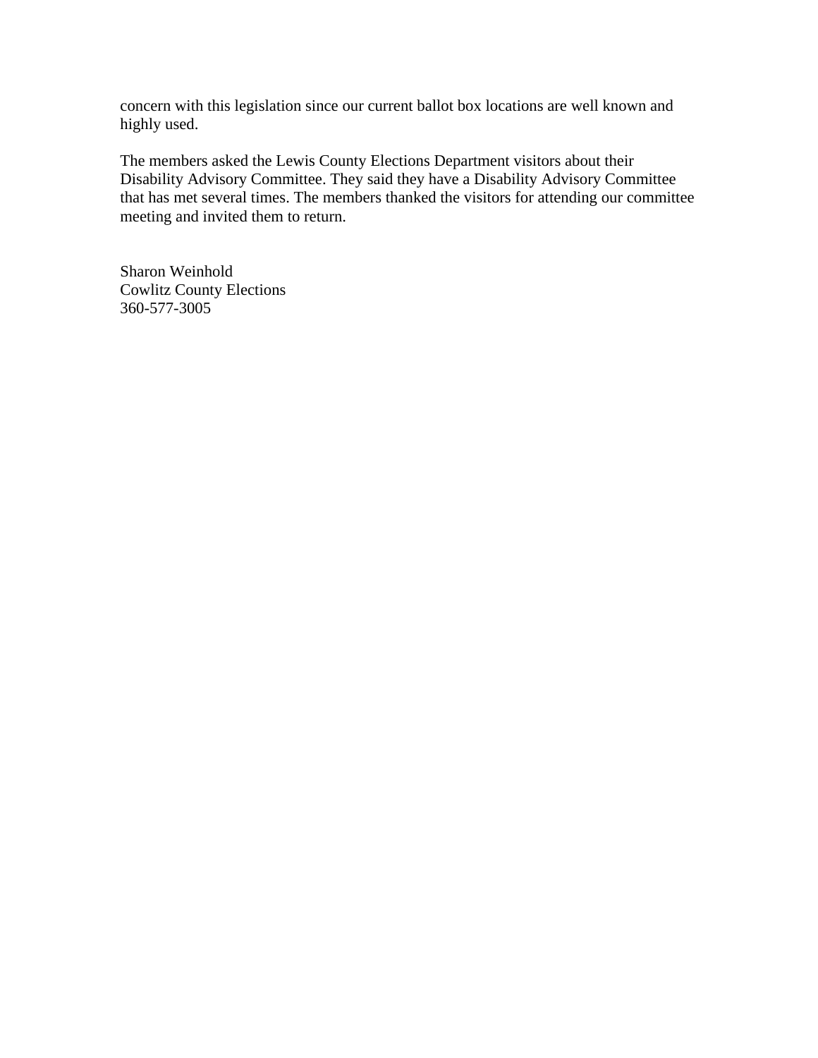concern with this legislation since our current ballot box locations are well known and highly used.

The members asked the Lewis County Elections Department visitors about their Disability Advisory Committee. They said they have a Disability Advisory Committee that has met several times. The members thanked the visitors for attending our committee meeting and invited them to return.

Sharon Weinhold
Cowlitz County Elections
360-577-3005